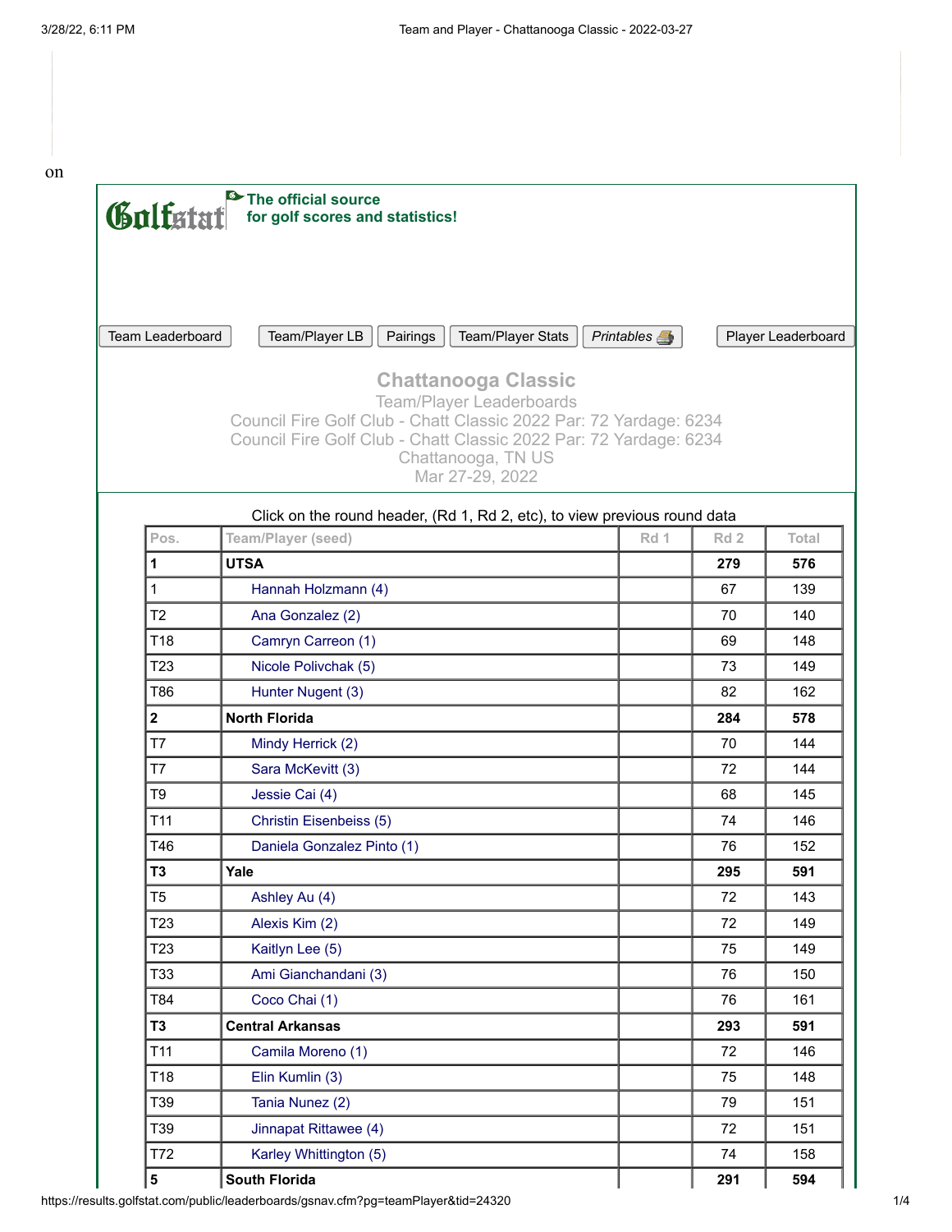on

**Golfstat** **The official source for golf scores and statistics!**

Team Leaderboard | Team/Player LB | Pairings | Team/Player Stats | *Printables* | Player Leaderboard

## Chattanooga Classic

Team/Player Leaderboards

Council Fire Golf Club - Chatt Classic 2022 Par: 72 Yardage: 6234

Council Fire Golf Club - Chatt Classic 2022 Par: 72 Yardage: 6234

Chattanooga, TN US

Mar 27-29, 2022

Click on the round header, (Rd 1, Rd 2, etc), to view previous round data

| Pos. | Team/Player (seed) | Rd 1 | Rd 2 | Total |
|---|---|---|---|---|
| **1** | **UTSA** | | **279** | **576** |
| 1 | Hannah Holzmann (4) | | 67 | 139 |
| T2 | Ana Gonzalez (2) | | 70 | 140 |
| T18 | Camryn Carreon (1) | | 69 | 148 |
| T23 | Nicole Polivchak (5) | | 73 | 149 |
| T86 | Hunter Nugent (3) | | 82 | 162 |
| **2** | **North Florida** | | **284** | **578** |
| T7 | Mindy Herrick (2) | | 70 | 144 |
| T7 | Sara McKevitt (3) | | 72 | 144 |
| T9 | Jessie Cai (4) | | 68 | 145 |
| T11 | Christin Eisenbeiss (5) | | 74 | 146 |
| T46 | Daniela Gonzalez Pinto (1) | | 76 | 152 |
| **T3** | **Yale** | | **295** | **591** |
| T5 | Ashley Au (4) | | 72 | 143 |
| T23 | Alexis Kim (2) | | 72 | 149 |
| T23 | Kaitlyn Lee (5) | | 75 | 149 |
| T33 | Ami Gianchandani (3) | | 76 | 150 |
| T84 | Coco Chai (1) | | 76 | 161 |
| **T3** | **Central Arkansas** | | **293** | **591** |
| T11 | Camila Moreno (1) | | 72 | 146 |
| T18 | Elin Kumlin (3) | | 75 | 148 |
| T39 | Tania Nunez (2) | | 79 | 151 |
| T39 | Jinnapat Rittawee (4) | | 72 | 151 |
| T72 | Karley Whittington (5) | | 74 | 158 |
| **5** | **South Florida** | | **291** | **594** |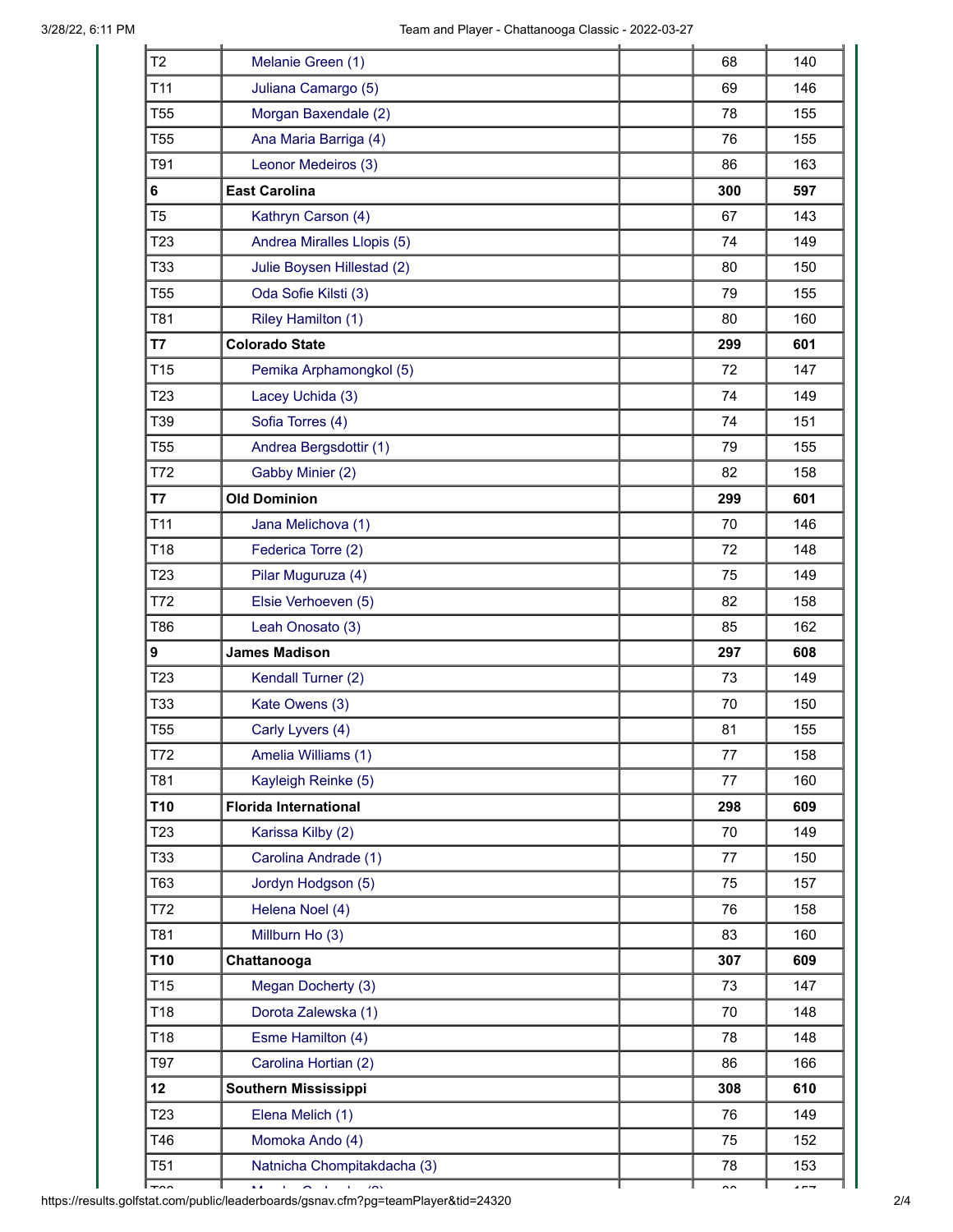| | | | | |
|---|---|---|---|---|
| T2 | Melanie Green (1) | | 68 | 140 |
| T11 | Juliana Camargo (5) | | 69 | 146 |
| T55 | Morgan Baxendale (2) | | 78 | 155 |
| T55 | Ana Maria Barriga (4) | | 76 | 155 |
| T91 | Leonor Medeiros (3) | | 86 | 163 |
| **6** | **East Carolina** | | **300** | **597** |
| T5 | Kathryn Carson (4) | | 67 | 143 |
| T23 | Andrea Miralles Llopis (5) | | 74 | 149 |
| T33 | Julie Boysen Hillestad (2) | | 80 | 150 |
| T55 | Oda Sofie Kilsti (3) | | 79 | 155 |
| T81 | Riley Hamilton (1) | | 80 | 160 |
| **T7** | **Colorado State** | | **299** | **601** |
| T15 | Pemika Arphamongkol (5) | | 72 | 147 |
| T23 | Lacey Uchida (3) | | 74 | 149 |
| T39 | Sofia Torres (4) | | 74 | 151 |
| T55 | Andrea Bergsdottir (1) | | 79 | 155 |
| T72 | Gabby Minier (2) | | 82 | 158 |
| **T7** | **Old Dominion** | | **299** | **601** |
| T11 | Jana Melichova (1) | | 70 | 146 |
| T18 | Federica Torre (2) | | 72 | 148 |
| T23 | Pilar Muguruza (4) | | 75 | 149 |
| T72 | Elsie Verhoeven (5) | | 82 | 158 |
| T86 | Leah Onosato (3) | | 85 | 162 |
| **9** | **James Madison** | | **297** | **608** |
| T23 | Kendall Turner (2) | | 73 | 149 |
| T33 | Kate Owens (3) | | 70 | 150 |
| T55 | Carly Lyvers (4) | | 81 | 155 |
| T72 | Amelia Williams (1) | | 77 | 158 |
| T81 | Kayleigh Reinke (5) | | 77 | 160 |
| **T10** | **Florida International** | | **298** | **609** |
| T23 | Karissa Kilby (2) | | 70 | 149 |
| T33 | Carolina Andrade (1) | | 77 | 150 |
| T63 | Jordyn Hodgson (5) | | 75 | 157 |
| T72 | Helena Noel (4) | | 76 | 158 |
| T81 | Millburn Ho (3) | | 83 | 160 |
| **T10** | **Chattanooga** | | **307** | **609** |
| T15 | Megan Docherty (3) | | 73 | 147 |
| T18 | Dorota Zalewska (1) | | 70 | 148 |
| T18 | Esme Hamilton (4) | | 78 | 148 |
| T97 | Carolina Hortian (2) | | 86 | 166 |
| **12** | **Southern Mississippi** | | **308** | **610** |
| T23 | Elena Melich (1) | | 76 | 149 |
| T46 | Momoka Ando (4) | | 75 | 152 |
| T51 | Natnicha Chompitakdacha (3) | | 78 | 153 |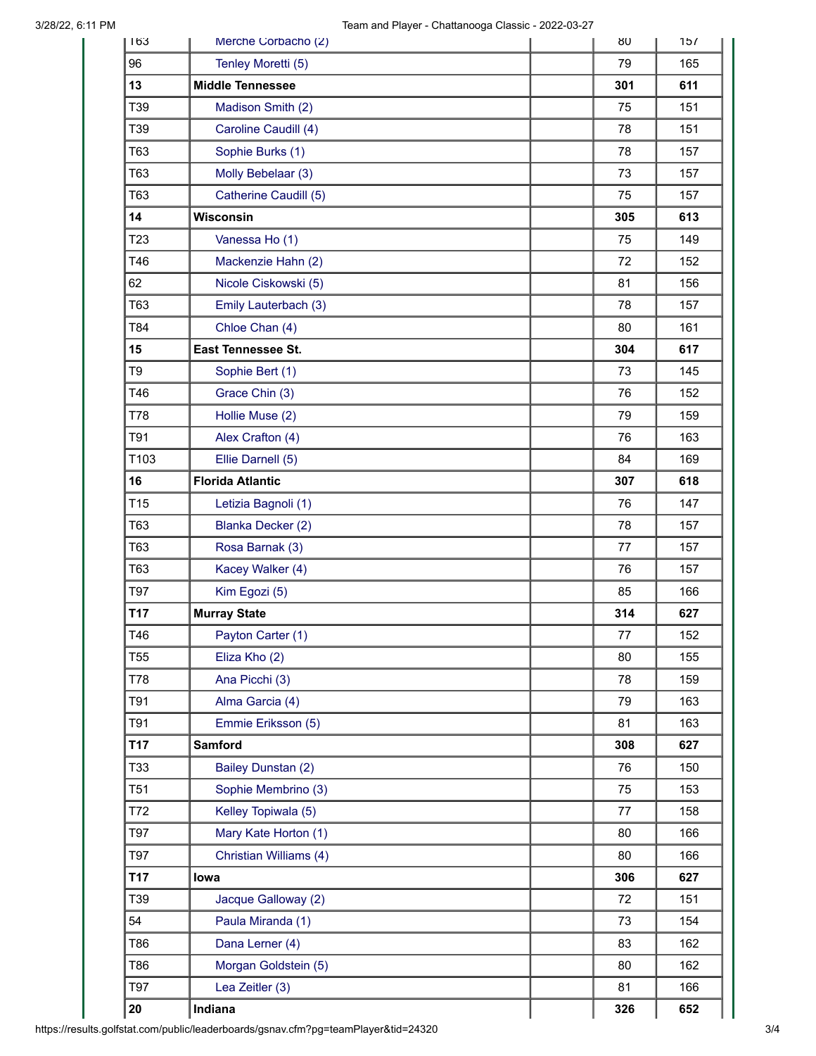| | | | | |
|---|---|---|---|---|
| T63 | Merche Corbacho (2) | | 80 | 157 |
| 96 | Tenley Moretti (5) | | 79 | 165 |
| **13** | **Middle Tennessee** | | **301** | **611** |
| T39 | Madison Smith (2) | | 75 | 151 |
| T39 | Caroline Caudill (4) | | 78 | 151 |
| T63 | Sophie Burks (1) | | 78 | 157 |
| T63 | Molly Bebelaar (3) | | 73 | 157 |
| T63 | Catherine Caudill (5) | | 75 | 157 |
| **14** | **Wisconsin** | | **305** | **613** |
| T23 | Vanessa Ho (1) | | 75 | 149 |
| T46 | Mackenzie Hahn (2) | | 72 | 152 |
| 62 | Nicole Ciskowski (5) | | 81 | 156 |
| T63 | Emily Lauterbach (3) | | 78 | 157 |
| T84 | Chloe Chan (4) | | 80 | 161 |
| **15** | **East Tennessee St.** | | **304** | **617** |
| T9 | Sophie Bert (1) | | 73 | 145 |
| T46 | Grace Chin (3) | | 76 | 152 |
| T78 | Hollie Muse (2) | | 79 | 159 |
| T91 | Alex Crafton (4) | | 76 | 163 |
| T103 | Ellie Darnell (5) | | 84 | 169 |
| **16** | **Florida Atlantic** | | **307** | **618** |
| T15 | Letizia Bagnoli (1) | | 76 | 147 |
| T63 | Blanka Decker (2) | | 78 | 157 |
| T63 | Rosa Barnak (3) | | 77 | 157 |
| T63 | Kacey Walker (4) | | 76 | 157 |
| T97 | Kim Egozi (5) | | 85 | 166 |
| **T17** | **Murray State** | | **314** | **627** |
| T46 | Payton Carter (1) | | 77 | 152 |
| T55 | Eliza Kho (2) | | 80 | 155 |
| T78 | Ana Picchi (3) | | 78 | 159 |
| T91 | Alma Garcia (4) | | 79 | 163 |
| T91 | Emmie Eriksson (5) | | 81 | 163 |
| **T17** | **Samford** | | **308** | **627** |
| T33 | Bailey Dunstan (2) | | 76 | 150 |
| T51 | Sophie Membrino (3) | | 75 | 153 |
| T72 | Kelley Topiwala (5) | | 77 | 158 |
| T97 | Mary Kate Horton (1) | | 80 | 166 |
| T97 | Christian Williams (4) | | 80 | 166 |
| **T17** | **Iowa** | | **306** | **627** |
| T39 | Jacque Galloway (2) | | 72 | 151 |
| 54 | Paula Miranda (1) | | 73 | 154 |
| T86 | Dana Lerner (4) | | 83 | 162 |
| T86 | Morgan Goldstein (5) | | 80 | 162 |
| T97 | Lea Zeitler (3) | | 81 | 166 |
| **20** | **Indiana** | | **326** | **652** |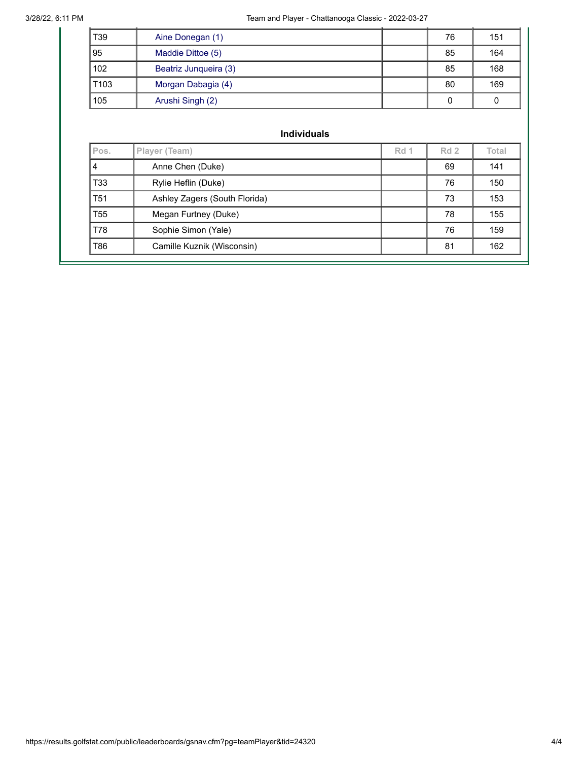| | | | | |
|---|---|---|---|---|
| T39 | Aine Donegan (1) | | 76 | 151 |
| 95 | Maddie Dittoe (5) | | 85 | 164 |
| 102 | Beatriz Junqueira (3) | | 85 | 168 |
| T103 | Morgan Dabagia (4) | | 80 | 169 |
| 105 | Arushi Singh (2) | | 0 | 0 |

### Individuals

| Pos. | Player (Team) | Rd 1 | Rd 2 | Total |
|---|---|---|---|---|
| 4 | Anne Chen (Duke) | | 69 | 141 |
| T33 | Rylie Heflin (Duke) | | 76 | 150 |
| T51 | Ashley Zagers (South Florida) | | 73 | 153 |
| T55 | Megan Furtney (Duke) | | 78 | 155 |
| T78 | Sophie Simon (Yale) | | 76 | 159 |
| T86 | Camille Kuznik (Wisconsin) | | 81 | 162 |